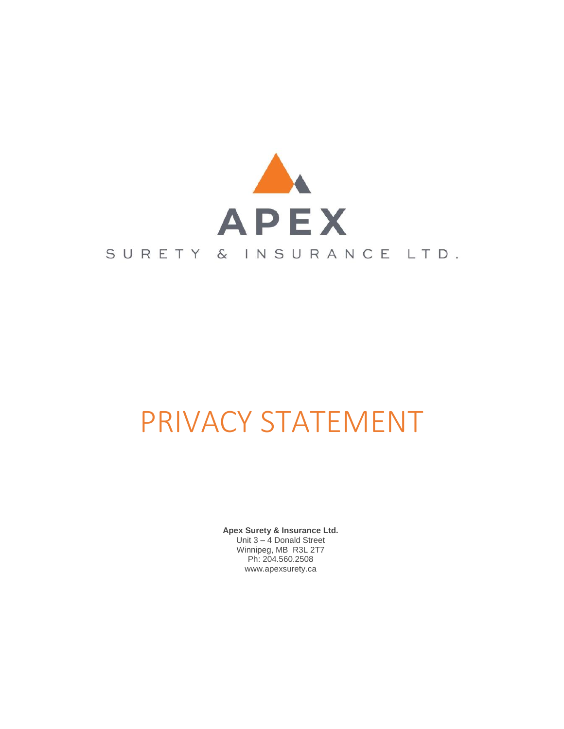APEX

SURETY & INSURANCE LTD.

# PRIVACY STATEMENT

**Apex Surety & Insurance Ltd.**
Unit 3 – 4 Donald Street
Winnipeg, MB R3L 2T7
Ph: 204.560.2508
www.apexsurety.ca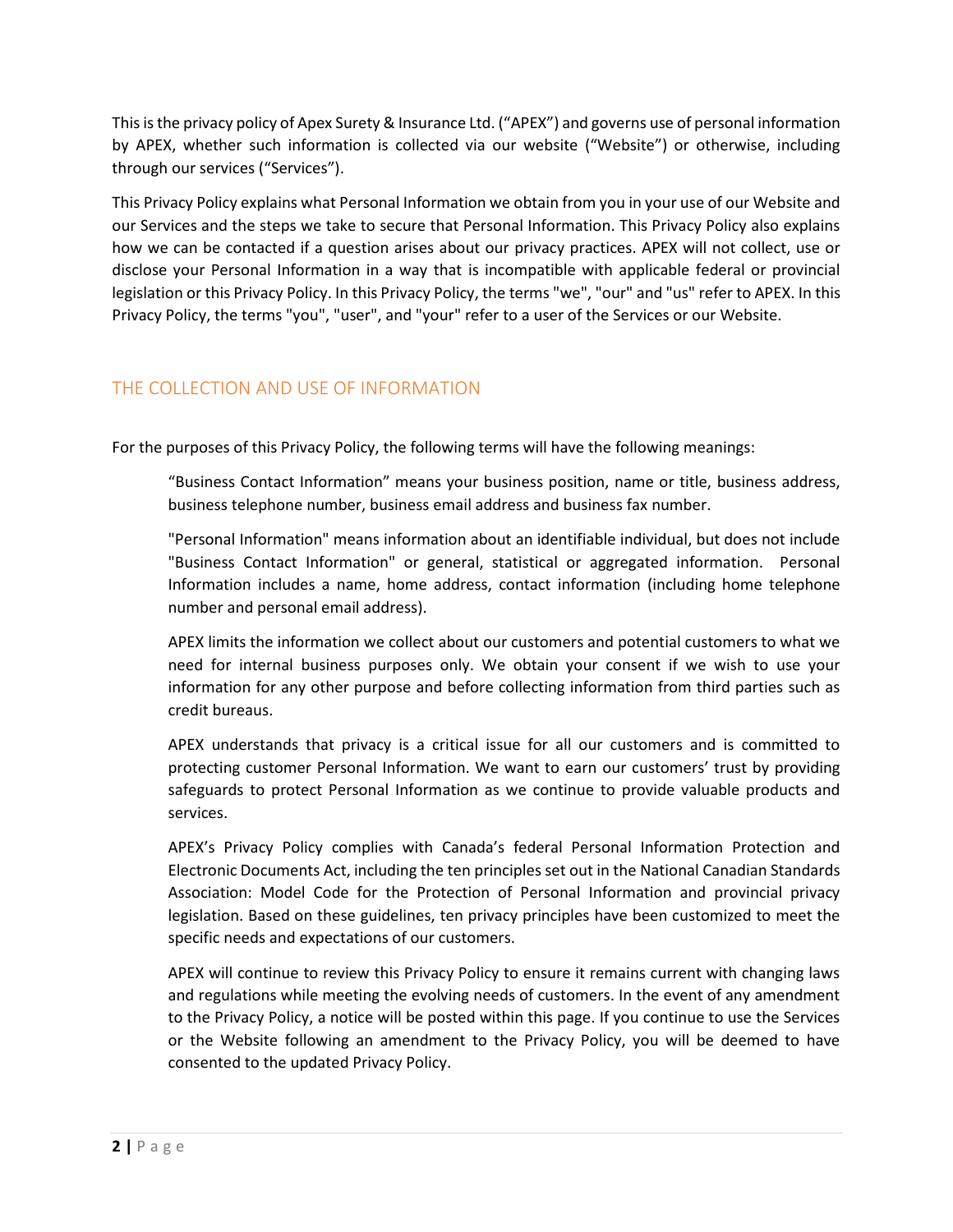This is the privacy policy of Apex Surety & Insurance Ltd. ("APEX") and governs use of personal information by APEX, whether such information is collected via our website ("Website") or otherwise, including through our services ("Services").

This Privacy Policy explains what Personal Information we obtain from you in your use of our Website and our Services and the steps we take to secure that Personal Information. This Privacy Policy also explains how we can be contacted if a question arises about our privacy practices. APEX will not collect, use or disclose your Personal Information in a way that is incompatible with applicable federal or provincial legislation or this Privacy Policy. In this Privacy Policy, the terms "we", "our" and "us" refer to APEX. In this Privacy Policy, the terms "you", "user", and "your" refer to a user of the Services or our Website.

## THE COLLECTION AND USE OF INFORMATION

For the purposes of this Privacy Policy, the following terms will have the following meanings:

> "Business Contact Information" means your business position, name or title, business address, business telephone number, business email address and business fax number.
>
> "Personal Information" means information about an identifiable individual, but does not include "Business Contact Information" or general, statistical or aggregated information. Personal Information includes a name, home address, contact information (including home telephone number and personal email address).
>
> APEX limits the information we collect about our customers and potential customers to what we need for internal business purposes only. We obtain your consent if we wish to use your information for any other purpose and before collecting information from third parties such as credit bureaus.
>
> APEX understands that privacy is a critical issue for all our customers and is committed to protecting customer Personal Information. We want to earn our customers' trust by providing safeguards to protect Personal Information as we continue to provide valuable products and services.
>
> APEX's Privacy Policy complies with Canada's federal Personal Information Protection and Electronic Documents Act, including the ten principles set out in the National Canadian Standards Association: Model Code for the Protection of Personal Information and provincial privacy legislation. Based on these guidelines, ten privacy principles have been customized to meet the specific needs and expectations of our customers.
>
> APEX will continue to review this Privacy Policy to ensure it remains current with changing laws and regulations while meeting the evolving needs of customers. In the event of any amendment to the Privacy Policy, a notice will be posted within this page. If you continue to use the Services or the Website following an amendment to the Privacy Policy, you will be deemed to have consented to the updated Privacy Policy.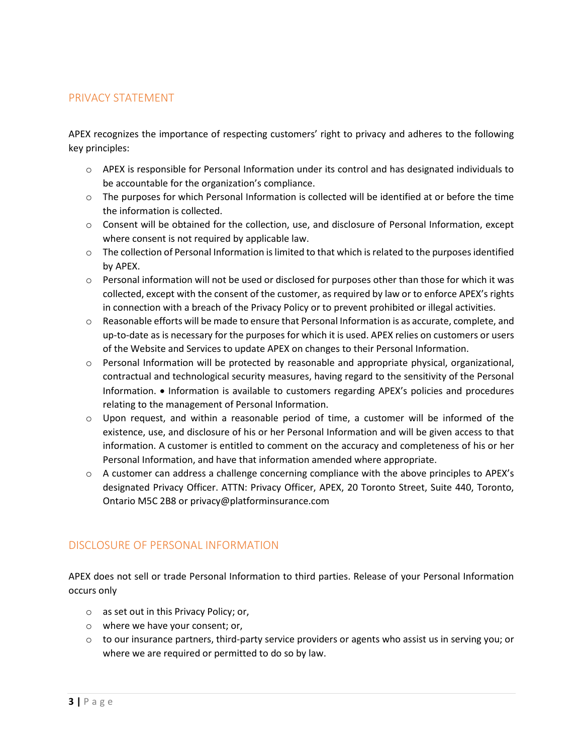## PRIVACY STATEMENT

APEX recognizes the importance of respecting customers' right to privacy and adheres to the following key principles:

- APEX is responsible for Personal Information under its control and has designated individuals to be accountable for the organization's compliance.
- The purposes for which Personal Information is collected will be identified at or before the time the information is collected.
- Consent will be obtained for the collection, use, and disclosure of Personal Information, except where consent is not required by applicable law.
- The collection of Personal Information is limited to that which is related to the purposes identified by APEX.
- Personal information will not be used or disclosed for purposes other than those for which it was collected, except with the consent of the customer, as required by law or to enforce APEX's rights in connection with a breach of the Privacy Policy or to prevent prohibited or illegal activities.
- Reasonable efforts will be made to ensure that Personal Information is as accurate, complete, and up-to-date as is necessary for the purposes for which it is used. APEX relies on customers or users of the Website and Services to update APEX on changes to their Personal Information.
- Personal Information will be protected by reasonable and appropriate physical, organizational, contractual and technological security measures, having regard to the sensitivity of the Personal Information. • Information is available to customers regarding APEX's policies and procedures relating to the management of Personal Information.
- Upon request, and within a reasonable period of time, a customer will be informed of the existence, use, and disclosure of his or her Personal Information and will be given access to that information. A customer is entitled to comment on the accuracy and completeness of his or her Personal Information, and have that information amended where appropriate.
- A customer can address a challenge concerning compliance with the above principles to APEX's designated Privacy Officer. ATTN: Privacy Officer, APEX, 20 Toronto Street, Suite 440, Toronto, Ontario M5C 2B8 or privacy@platforminsurance.com

## DISCLOSURE OF PERSONAL INFORMATION

APEX does not sell or trade Personal Information to third parties. Release of your Personal Information occurs only

- as set out in this Privacy Policy; or,
- where we have your consent; or,
- to our insurance partners, third-party service providers or agents who assist us in serving you; or where we are required or permitted to do so by law.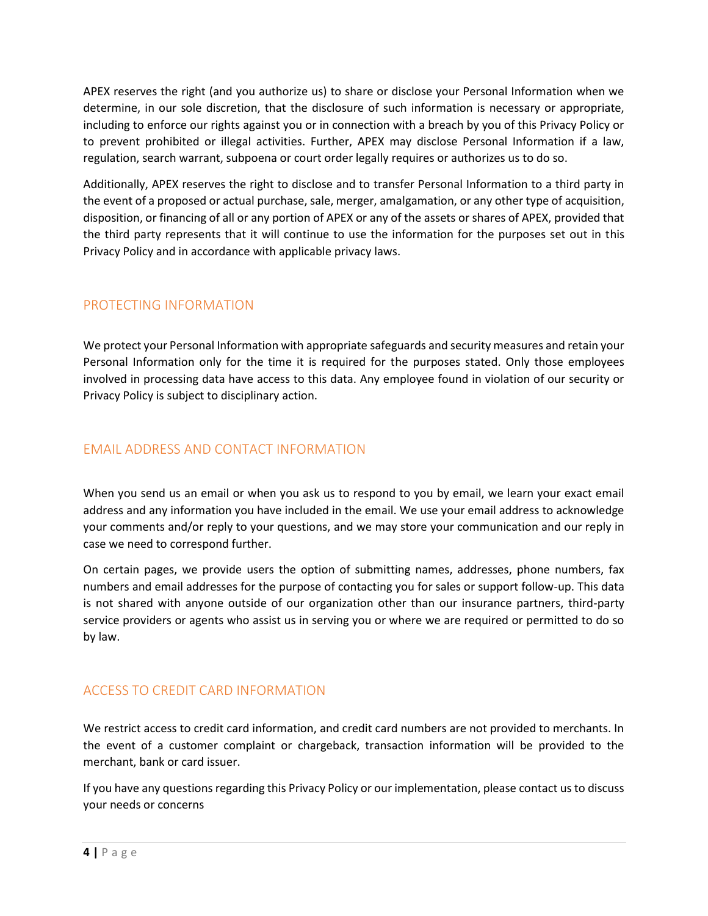APEX reserves the right (and you authorize us) to share or disclose your Personal Information when we determine, in our sole discretion, that the disclosure of such information is necessary or appropriate, including to enforce our rights against you or in connection with a breach by you of this Privacy Policy or to prevent prohibited or illegal activities. Further, APEX may disclose Personal Information if a law, regulation, search warrant, subpoena or court order legally requires or authorizes us to do so.

Additionally, APEX reserves the right to disclose and to transfer Personal Information to a third party in the event of a proposed or actual purchase, sale, merger, amalgamation, or any other type of acquisition, disposition, or financing of all or any portion of APEX or any of the assets or shares of APEX, provided that the third party represents that it will continue to use the information for the purposes set out in this Privacy Policy and in accordance with applicable privacy laws.

## PROTECTING INFORMATION

We protect your Personal Information with appropriate safeguards and security measures and retain your Personal Information only for the time it is required for the purposes stated. Only those employees involved in processing data have access to this data. Any employee found in violation of our security or Privacy Policy is subject to disciplinary action.

## EMAIL ADDRESS AND CONTACT INFORMATION

When you send us an email or when you ask us to respond to you by email, we learn your exact email address and any information you have included in the email. We use your email address to acknowledge your comments and/or reply to your questions, and we may store your communication and our reply in case we need to correspond further.

On certain pages, we provide users the option of submitting names, addresses, phone numbers, fax numbers and email addresses for the purpose of contacting you for sales or support follow-up. This data is not shared with anyone outside of our organization other than our insurance partners, third-party service providers or agents who assist us in serving you or where we are required or permitted to do so by law.

## ACCESS TO CREDIT CARD INFORMATION

We restrict access to credit card information, and credit card numbers are not provided to merchants. In the event of a customer complaint or chargeback, transaction information will be provided to the merchant, bank or card issuer.

If you have any questions regarding this Privacy Policy or our implementation, please contact us to discuss your needs or concerns